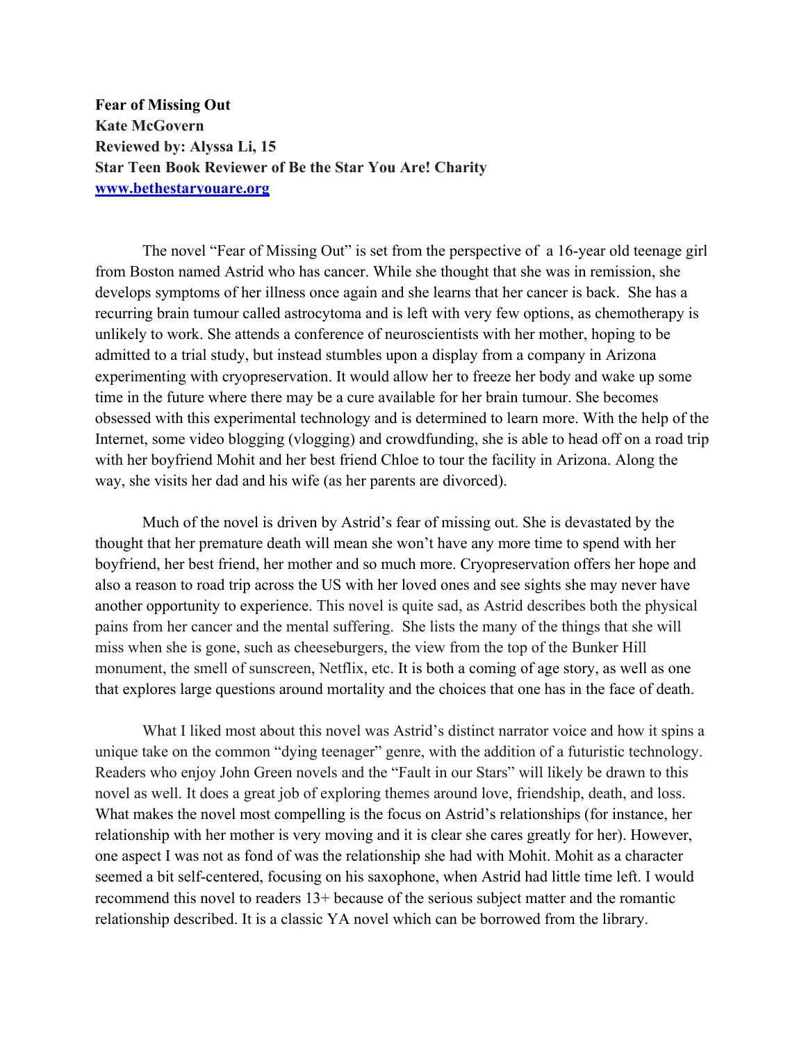**Fear of Missing Out**
**Kate McGovern**
**Reviewed by: Alyssa Li, 15**
**Star Teen Book Reviewer of Be the Star You Are! Charity**
**[www.bethestaryouare.org](http://www.bethestaryouare.org)**

The novel "Fear of Missing Out" is set from the perspective of a 16-year old teenage girl from Boston named Astrid who has cancer. While she thought that she was in remission, she develops symptoms of her illness once again and she learns that her cancer is back. She has a recurring brain tumour called astrocytoma and is left with very few options, as chemotherapy is unlikely to work. She attends a conference of neuroscientists with her mother, hoping to be admitted to a trial study, but instead stumbles upon a display from a company in Arizona experimenting with cryopreservation. It would allow her to freeze her body and wake up some time in the future where there may be a cure available for her brain tumour. She becomes obsessed with this experimental technology and is determined to learn more. With the help of the Internet, some video blogging (vlogging) and crowdfunding, she is able to head off on a road trip with her boyfriend Mohit and her best friend Chloe to tour the facility in Arizona. Along the way, she visits her dad and his wife (as her parents are divorced).

Much of the novel is driven by Astrid's fear of missing out. She is devastated by the thought that her premature death will mean she won't have any more time to spend with her boyfriend, her best friend, her mother and so much more. Cryopreservation offers her hope and also a reason to road trip across the US with her loved ones and see sights she may never have another opportunity to experience. This novel is quite sad, as Astrid describes both the physical pains from her cancer and the mental suffering. She lists the many of the things that she will miss when she is gone, such as cheeseburgers, the view from the top of the Bunker Hill monument, the smell of sunscreen, Netflix, etc. It is both a coming of age story, as well as one that explores large questions around mortality and the choices that one has in the face of death.

What I liked most about this novel was Astrid's distinct narrator voice and how it spins a unique take on the common "dying teenager" genre, with the addition of a futuristic technology. Readers who enjoy John Green novels and the "Fault in our Stars" will likely be drawn to this novel as well. It does a great job of exploring themes around love, friendship, death, and loss. What makes the novel most compelling is the focus on Astrid's relationships (for instance, her relationship with her mother is very moving and it is clear she cares greatly for her). However, one aspect I was not as fond of was the relationship she had with Mohit. Mohit as a character seemed a bit self-centered, focusing on his saxophone, when Astrid had little time left. I would recommend this novel to readers 13+ because of the serious subject matter and the romantic relationship described. It is a classic YA novel which can be borrowed from the library.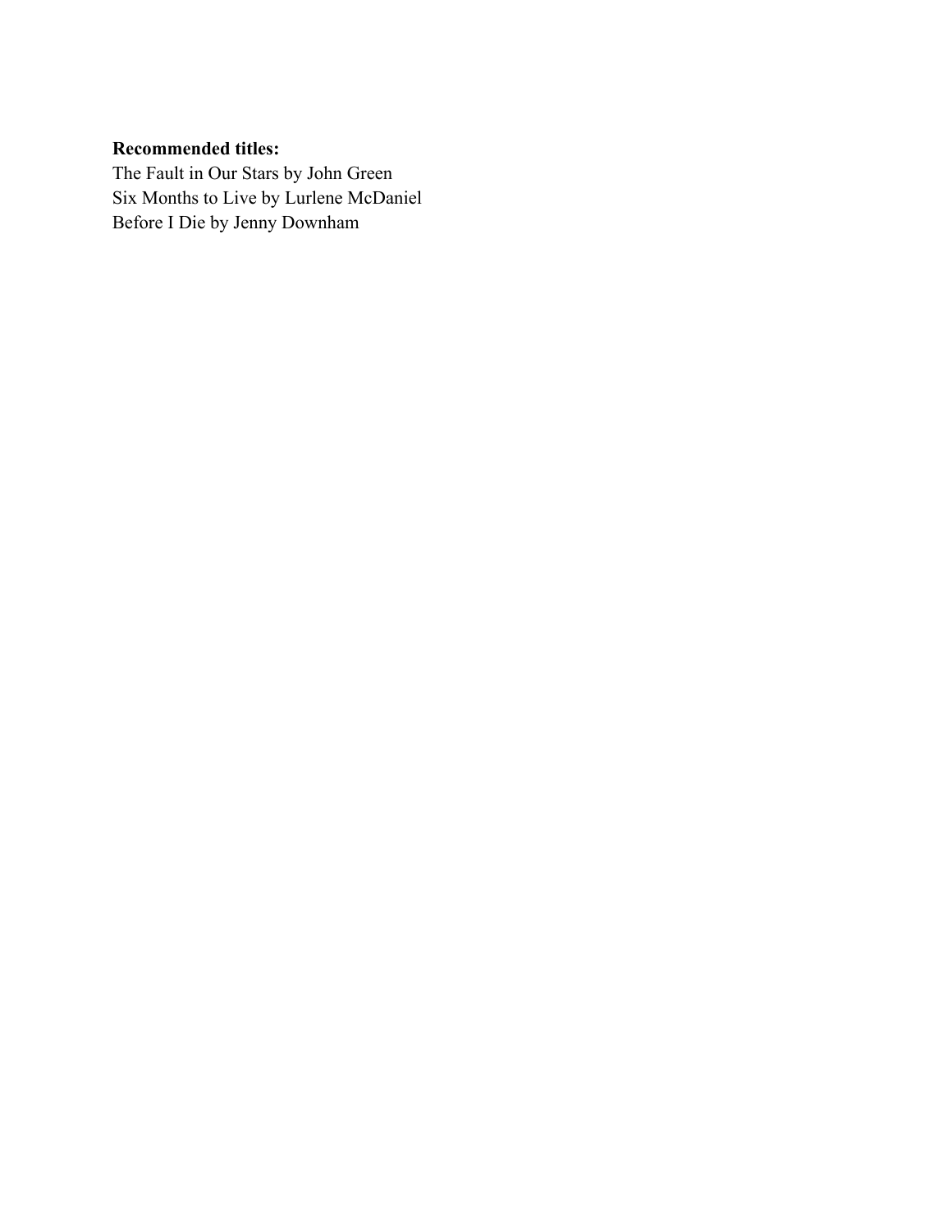**Recommended titles:**
The Fault in Our Stars by John Green
Six Months to Live by Lurlene McDaniel
Before I Die by Jenny Downham